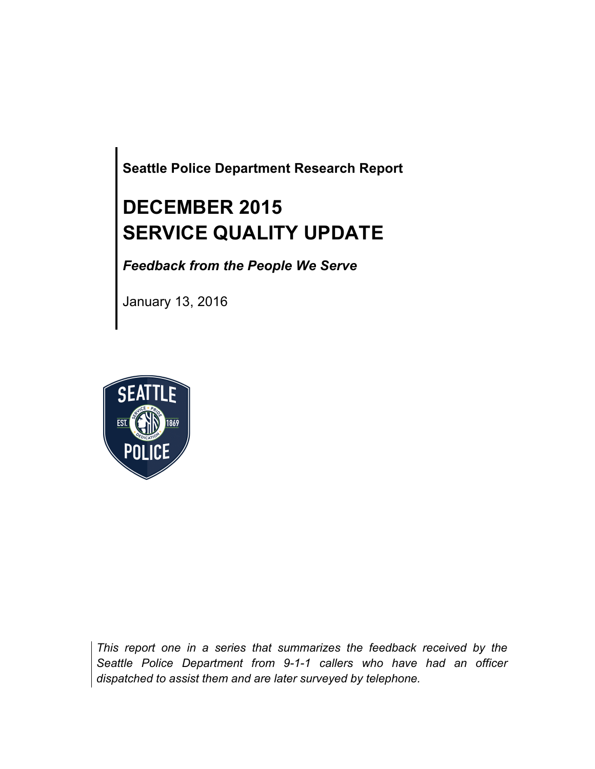**Seattle Police Department Research Report**

# DECEMBER 2015
# SERVICE QUALITY UPDATE

***Feedback from the People We Serve***

January 13, 2016

*This report one in a series that summarizes the feedback received by the Seattle Police Department from 9-1-1 callers who have had an officer dispatched to assist them and are later surveyed by telephone.*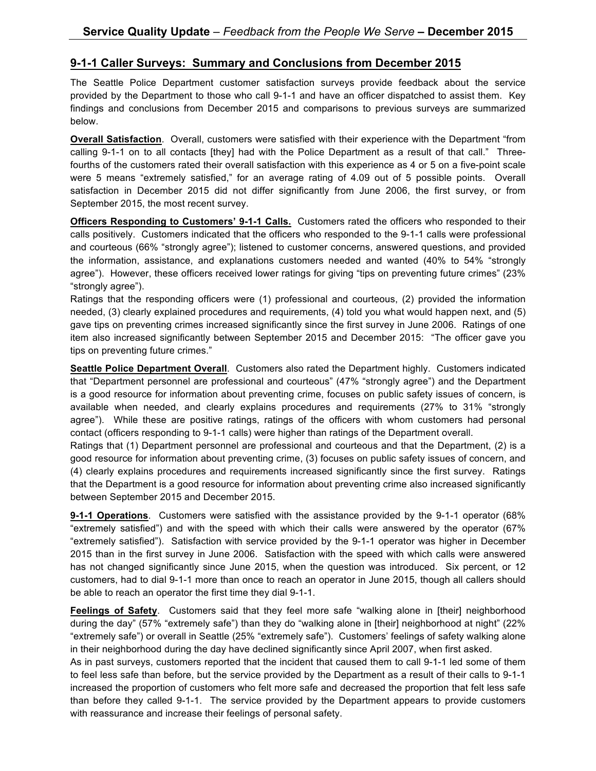## 9-1-1 Caller Surveys: Summary and Conclusions from December 2015

The Seattle Police Department customer satisfaction surveys provide feedback about the service provided by the Department to those who call 9-1-1 and have an officer dispatched to assist them. Key findings and conclusions from December 2015 and comparisons to previous surveys are summarized below.

**Overall Satisfaction**. Overall, customers were satisfied with their experience with the Department "from calling 9-1-1 on to all contacts [they] had with the Police Department as a result of that call." Three-fourths of the customers rated their overall satisfaction with this experience as 4 or 5 on a five-point scale were 5 means "extremely satisfied," for an average rating of 4.09 out of 5 possible points. Overall satisfaction in December 2015 did not differ significantly from June 2006, the first survey, or from September 2015, the most recent survey.

**Officers Responding to Customers' 9-1-1 Calls.** Customers rated the officers who responded to their calls positively. Customers indicated that the officers who responded to the 9-1-1 calls were professional and courteous (66% "strongly agree"); listened to customer concerns, answered questions, and provided the information, assistance, and explanations customers needed and wanted (40% to 54% "strongly agree"). However, these officers received lower ratings for giving "tips on preventing future crimes" (23% "strongly agree").

Ratings that the responding officers were (1) professional and courteous, (2) provided the information needed, (3) clearly explained procedures and requirements, (4) told you what would happen next, and (5) gave tips on preventing crimes increased significantly since the first survey in June 2006. Ratings of one item also increased significantly between September 2015 and December 2015: "The officer gave you tips on preventing future crimes."

**Seattle Police Department Overall**. Customers also rated the Department highly. Customers indicated that "Department personnel are professional and courteous" (47% "strongly agree") and the Department is a good resource for information about preventing crime, focuses on public safety issues of concern, is available when needed, and clearly explains procedures and requirements (27% to 31% "strongly agree"). While these are positive ratings, ratings of the officers with whom customers had personal contact (officers responding to 9-1-1 calls) were higher than ratings of the Department overall.

Ratings that (1) Department personnel are professional and courteous and that the Department, (2) is a good resource for information about preventing crime, (3) focuses on public safety issues of concern, and (4) clearly explains procedures and requirements increased significantly since the first survey. Ratings that the Department is a good resource for information about preventing crime also increased significantly between September 2015 and December 2015.

**9-1-1 Operations**. Customers were satisfied with the assistance provided by the 9-1-1 operator (68% "extremely satisfied") and with the speed with which their calls were answered by the operator (67% "extremely satisfied"). Satisfaction with service provided by the 9-1-1 operator was higher in December 2015 than in the first survey in June 2006. Satisfaction with the speed with which calls were answered has not changed significantly since June 2015, when the question was introduced. Six percent, or 12 customers, had to dial 9-1-1 more than once to reach an operator in June 2015, though all callers should be able to reach an operator the first time they dial 9-1-1.

**Feelings of Safety**. Customers said that they feel more safe "walking alone in [their] neighborhood during the day" (57% "extremely safe") than they do "walking alone in [their] neighborhood at night" (22% "extremely safe") or overall in Seattle (25% "extremely safe"). Customers' feelings of safety walking alone in their neighborhood during the day have declined significantly since April 2007, when first asked.

As in past surveys, customers reported that the incident that caused them to call 9-1-1 led some of them to feel less safe than before, but the service provided by the Department as a result of their calls to 9-1-1 increased the proportion of customers who felt more safe and decreased the proportion that felt less safe than before they called 9-1-1. The service provided by the Department appears to provide customers with reassurance and increase their feelings of personal safety.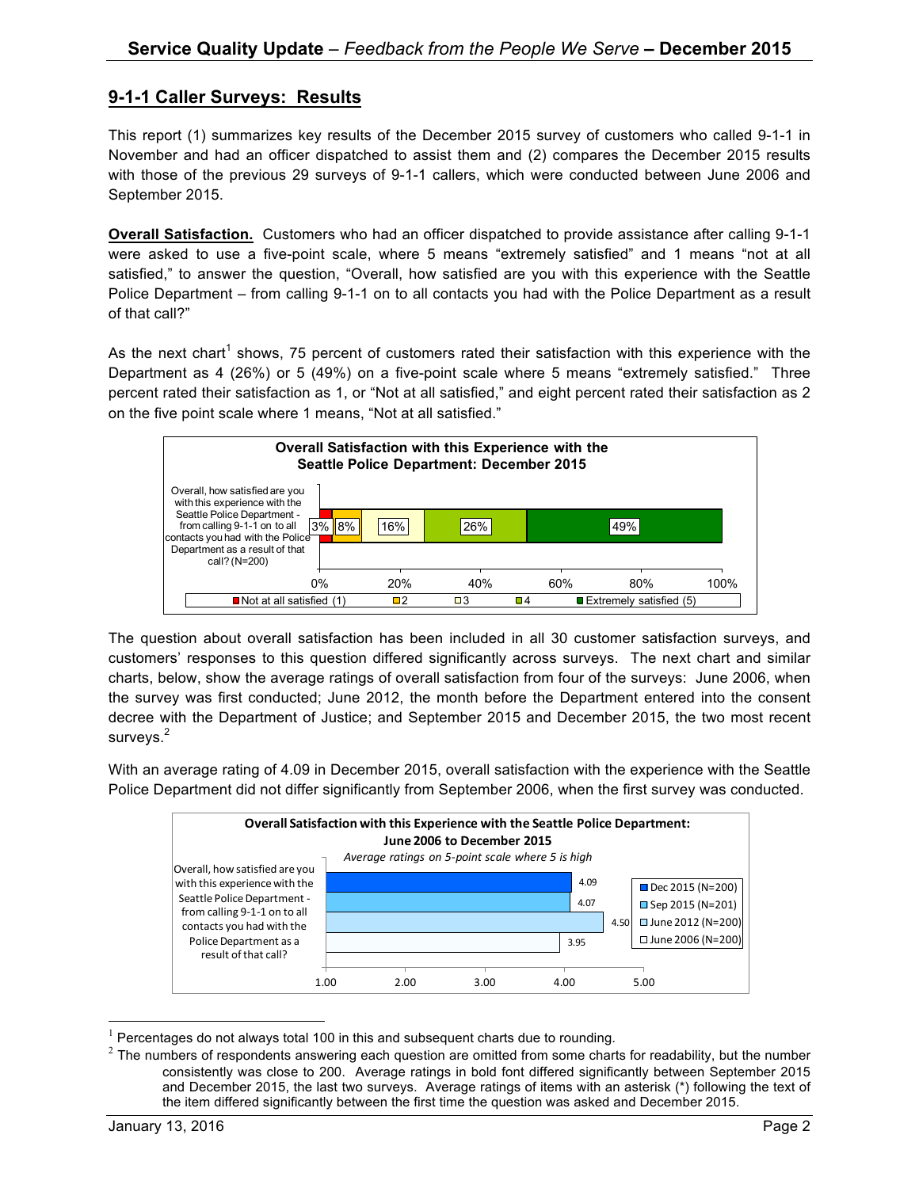## 9-1-1 Caller Surveys: Results

This report (1) summarizes key results of the December 2015 survey of customers who called 9-1-1 in November and had an officer dispatched to assist them and (2) compares the December 2015 results with those of the previous 29 surveys of 9-1-1 callers, which were conducted between June 2006 and September 2015.

**Overall Satisfaction.** Customers who had an officer dispatched to provide assistance after calling 9-1-1 were asked to use a five-point scale, where 5 means "extremely satisfied" and 1 means "not at all satisfied," to answer the question, "Overall, how satisfied are you with this experience with the Seattle Police Department – from calling 9-1-1 on to all contacts you had with the Police Department as a result of that call?"

As the next chart[1] shows, 75 percent of customers rated their satisfaction with this experience with the Department as 4 (26%) or 5 (49%) on a five-point scale where 5 means "extremely satisfied." Three percent rated their satisfaction as 1, or "Not at all satisfied," and eight percent rated their satisfaction as 2 on the five point scale where 1 means, "Not at all satisfied."

**Overall Satisfaction with this Experience with the Seattle Police Department: December 2015**

| | Not at all satisfied (1) | 2 | 3 | 4 | Extremely satisfied (5) |
|---|---|---|---|---|---|
| Overall, how satisfied are you with this experience with the Seattle Police Department - from calling 9-1-1 on to all contacts you had with the Police Department as a result of that call? (N=200) | 3% | 8% | 16% | 26% | 49% |

The question about overall satisfaction has been included in all 30 customer satisfaction surveys, and customers' responses to this question differed significantly across surveys. The next chart and similar charts, below, show the average ratings of overall satisfaction from four of the surveys: June 2006, when the survey was first conducted; June 2012, the month before the Department entered into the consent decree with the Department of Justice; and September 2015 and December 2015, the two most recent surveys.[2]

With an average rating of 4.09 in December 2015, overall satisfaction with the experience with the Seattle Police Department did not differ significantly from September 2006, when the first survey was conducted.

**Overall Satisfaction with this Experience with the Seattle Police Department: June 2006 to December 2015**

*Average ratings on 5-point scale where 5 is high*

| | Dec 2015 (N=200) | Sep 2015 (N=201) | June 2012 (N=200) | June 2006 (N=200) |
|---|---|---|---|---|
| Overall, how satisfied are you with this experience with the Seattle Police Department - from calling 9-1-1 on to all contacts you had with the Police Department as a result of that call? | 4.09 | 4.07 | 4.50 | 3.95 |

[1] Percentages do not always total 100 in this and subsequent charts due to rounding.

[2] The numbers of respondents answering each question are omitted from some charts for readability, but the number consistently was close to 200. Average ratings in bold font differed significantly between September 2015 and December 2015, the last two surveys. Average ratings of items with an asterisk (*) following the text of the item differed significantly between the first time the question was asked and December 2015.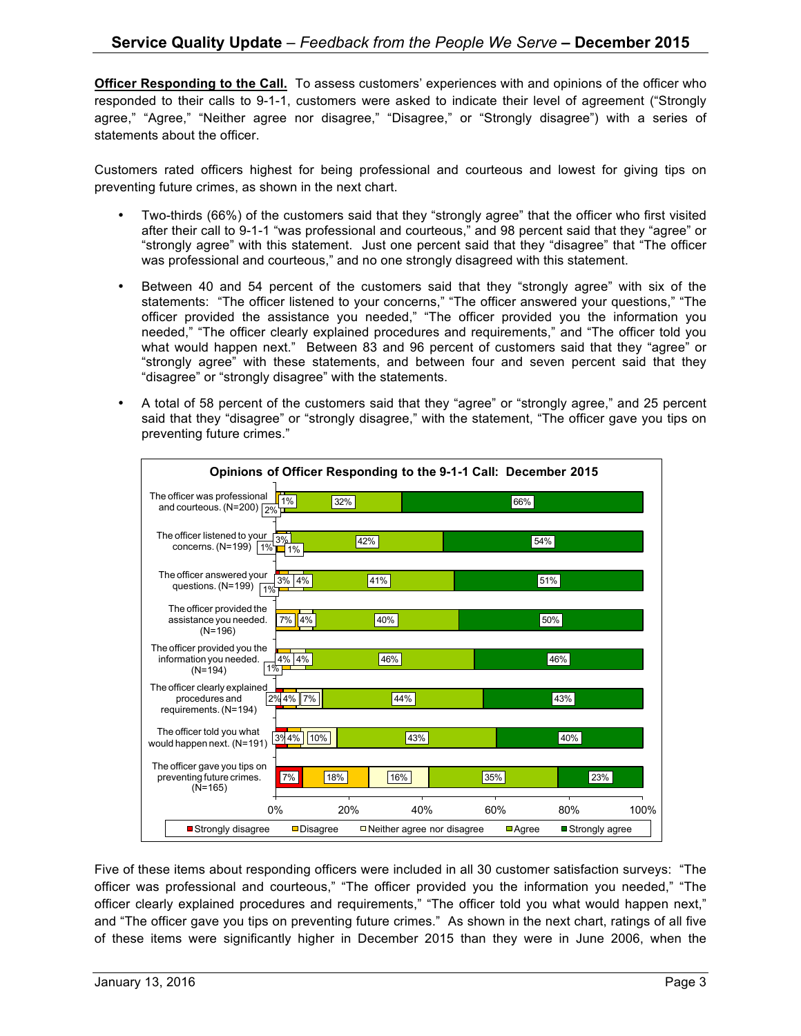**Officer Responding to the Call.** To assess customers' experiences with and opinions of the officer who responded to their calls to 9-1-1, customers were asked to indicate their level of agreement ("Strongly agree," "Agree," "Neither agree nor disagree," "Disagree," or "Strongly disagree") with a series of statements about the officer.

Customers rated officers highest for being professional and courteous and lowest for giving tips on preventing future crimes, as shown in the next chart.

- Two-thirds (66%) of the customers said that they "strongly agree" that the officer who first visited after their call to 9-1-1 "was professional and courteous," and 98 percent said that they "agree" or "strongly agree" with this statement. Just one percent said that they "disagree" that "The officer was professional and courteous," and no one strongly disagreed with this statement.
- Between 40 and 54 percent of the customers said that they "strongly agree" with six of the statements: "The officer listened to your concerns," "The officer answered your questions," "The officer provided the assistance you needed," "The officer provided you the information you needed," "The officer clearly explained procedures and requirements," and "The officer told you what would happen next." Between 83 and 96 percent of customers said that they "agree" or "strongly agree" with these statements, and between four and seven percent said that they "disagree" or "strongly disagree" with the statements.
- A total of 58 percent of the customers said that they "agree" or "strongly agree," and 25 percent said that they "disagree" or "strongly disagree," with the statement, "The officer gave you tips on preventing future crimes."

**Opinions of Officer Responding to the 9-1-1 Call: December 2015**

| Statement | Strongly disagree | Disagree | Neither agree nor disagree | Agree | Strongly agree |
|---|---|---|---|---|---|
| The officer was professional and courteous. (N=200) | | 1% | 2% | 32% | 66% |
| The officer listened to your concerns. (N=199) | 1% | 1% | 3% | 42% | 54% |
| The officer answered your questions. (N=199) | 1% | 3% | 4% | 41% | 51% |
| The officer provided the assistance you needed. (N=196) | | 7% | 4% | 40% | 50% |
| The officer provided you the information you needed. (N=194) | 1% | 4% | 4% | 46% | 46% |
| The officer clearly explained procedures and requirements. (N=194) | 2% | 4% | 7% | 44% | 43% |
| The officer told you what would happen next. (N=191) | 3% | 4% | 10% | 43% | 40% |
| The officer gave you tips on preventing future crimes. (N=165) | 7% | 18% | 16% | 35% | 23% |

Five of these items about responding officers were included in all 30 customer satisfaction surveys: "The officer was professional and courteous," "The officer provided you the information you needed," "The officer clearly explained procedures and requirements," "The officer told you what would happen next," and "The officer gave you tips on preventing future crimes." As shown in the next chart, ratings of all five of these items were significantly higher in December 2015 than they were in June 2006, when the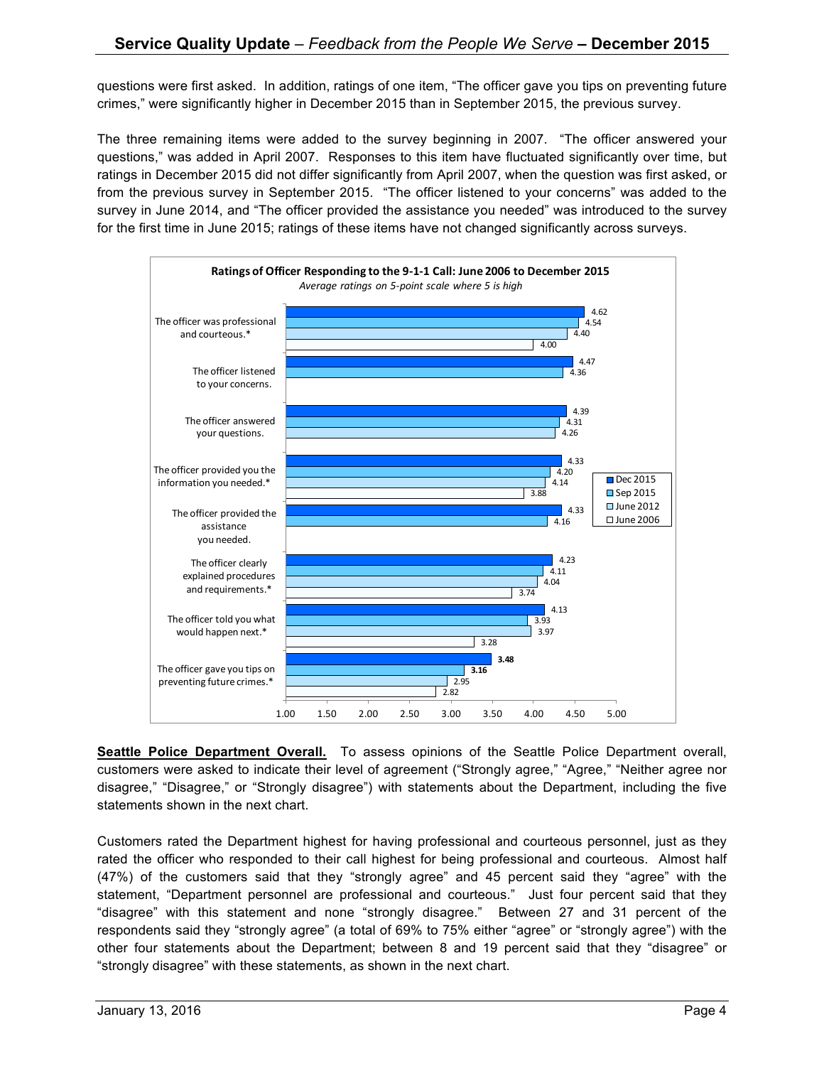questions were first asked. In addition, ratings of one item, "The officer gave you tips on preventing future crimes," were significantly higher in December 2015 than in September 2015, the previous survey.

The three remaining items were added to the survey beginning in 2007. "The officer answered your questions," was added in April 2007. Responses to this item have fluctuated significantly over time, but ratings in December 2015 did not differ significantly from April 2007, when the question was first asked, or from the previous survey in September 2015. "The officer listened to your concerns" was added to the survey in June 2014, and "The officer provided the assistance you needed" was introduced to the survey for the first time in June 2015; ratings of these items have not changed significantly across surveys.

**Ratings of Officer Responding to the 9-1-1 Call: June 2006 to December 2015**

*Average ratings on 5-point scale where 5 is high*

| Item | Dec 2015 | Sep 2015 | June 2012 | June 2006 |
|---|---|---|---|---|
| The officer was professional and courteous.* | 4.62 | 4.54 | 4.40 | 4.00 |
| The officer listened to your concerns. | 4.47 | 4.36 | | |
| The officer answered your questions. | 4.39 | 4.31 | 4.26 | |
| The officer provided you the information you needed.* | 4.33 | 4.20 | 4.14 | 3.88 |
| The officer provided the assistance you needed. | 4.33 | 4.16 | | |
| The officer clearly explained procedures and requirements.* | 4.23 | 4.11 | 4.04 | 3.74 |
| The officer told you what would happen next.* | 4.13 | 3.93 | 3.97 | 3.28 |
| The officer gave you tips on preventing future crimes.* | **3.48** | **3.16** | 2.95 | 2.82 |

**Seattle Police Department Overall.** To assess opinions of the Seattle Police Department overall, customers were asked to indicate their level of agreement ("Strongly agree," "Agree," "Neither agree nor disagree," "Disagree," or "Strongly disagree") with statements about the Department, including the five statements shown in the next chart.

Customers rated the Department highest for having professional and courteous personnel, just as they rated the officer who responded to their call highest for being professional and courteous. Almost half (47%) of the customers said that they "strongly agree" and 45 percent said they "agree" with the statement, "Department personnel are professional and courteous." Just four percent said that they "disagree" with this statement and none "strongly disagree." Between 27 and 31 percent of the respondents said they "strongly agree" (a total of 69% to 75% either "agree" or "strongly agree") with the other four statements about the Department; between 8 and 19 percent said that they "disagree" or "strongly disagree" with these statements, as shown in the next chart.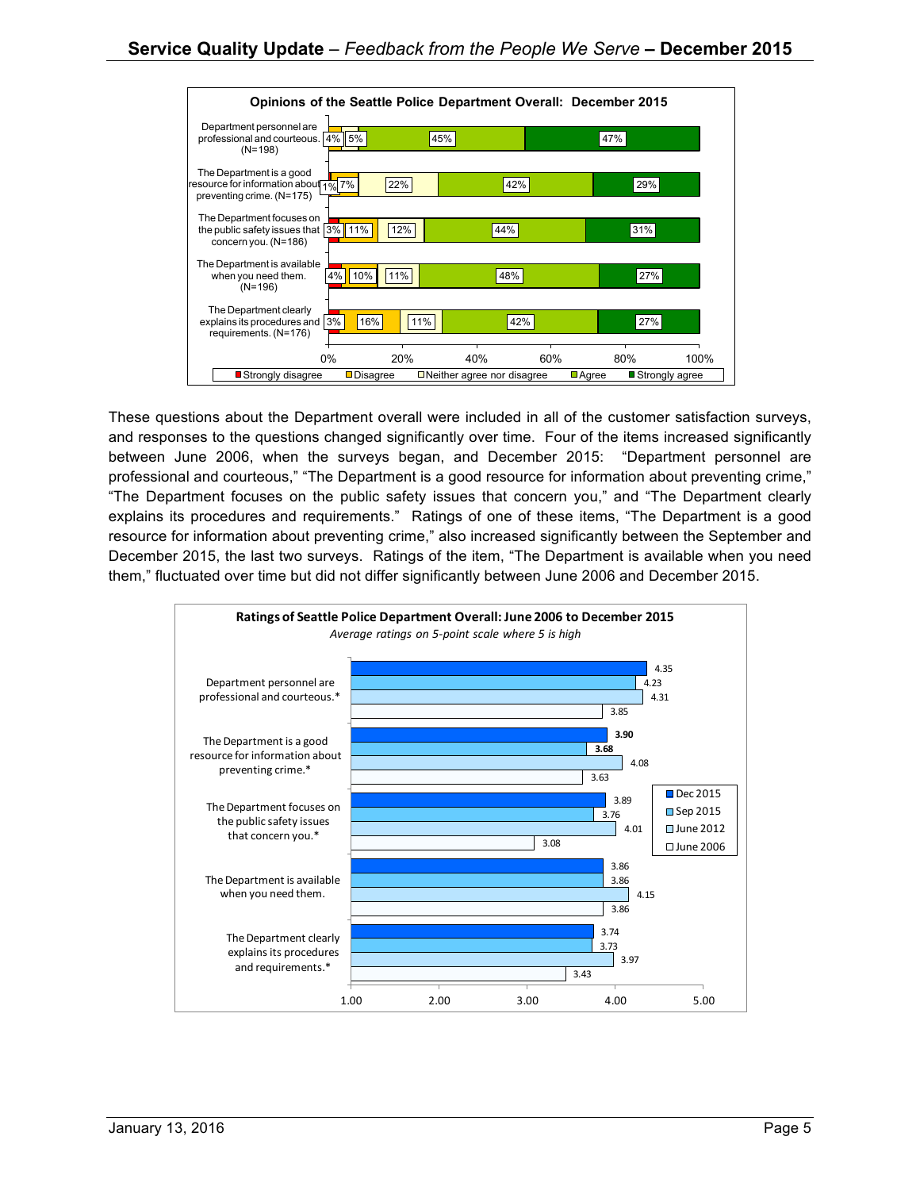**Opinions of the Seattle Police Department Overall: December 2015**

| | Strongly disagree | Disagree | Neither agree nor disagree | Agree | Strongly agree |
|---|---|---|---|---|---|
| Department personnel are professional and courteous. (N=198) | | 4% | 5% | 45% | 47% |
| The Department is a good resource for information about preventing crime. (N=175) | 1% | 7% | 22% | 42% | 29% |
| The Department focuses on the public safety issues that concern you. (N=186) | 3% | 11% | 12% | 44% | 31% |
| The Department is available when you need them. (N=196) | 4% | 10% | 11% | 48% | 27% |
| The Department clearly explains its procedures and requirements. (N=176) | 3% | 16% | 11% | 42% | 27% |

These questions about the Department overall were included in all of the customer satisfaction surveys, and responses to the questions changed significantly over time. Four of the items increased significantly between June 2006, when the surveys began, and December 2015: "Department personnel are professional and courteous," "The Department is a good resource for information about preventing crime," "The Department focuses on the public safety issues that concern you," and "The Department clearly explains its procedures and requirements." Ratings of one of these items, "The Department is a good resource for information about preventing crime," also increased significantly between the September and December 2015, the last two surveys. Ratings of the item, "The Department is available when you need them," fluctuated over time but did not differ significantly between June 2006 and December 2015.

**Ratings of Seattle Police Department Overall: June 2006 to December 2015**

*Average ratings on 5-point scale where 5 is high*

| | Dec 2015 | Sep 2015 | June 2012 | June 2006 |
|---|---|---|---|---|
| Department personnel are professional and courteous.* | 4.35 | 4.23 | 4.31 | 3.85 |
| The Department is a good resource for information about preventing crime.* | **3.90** | **3.68** | 4.08 | 3.63 |
| The Department focuses on the public safety issues that concern you.* | 3.89 | 3.76 | 4.01 | 3.08 |
| The Department is available when you need them. | 3.86 | 3.86 | 4.15 | 3.86 |
| The Department clearly explains its procedures and requirements.* | 3.74 | 3.73 | 3.97 | 3.43 |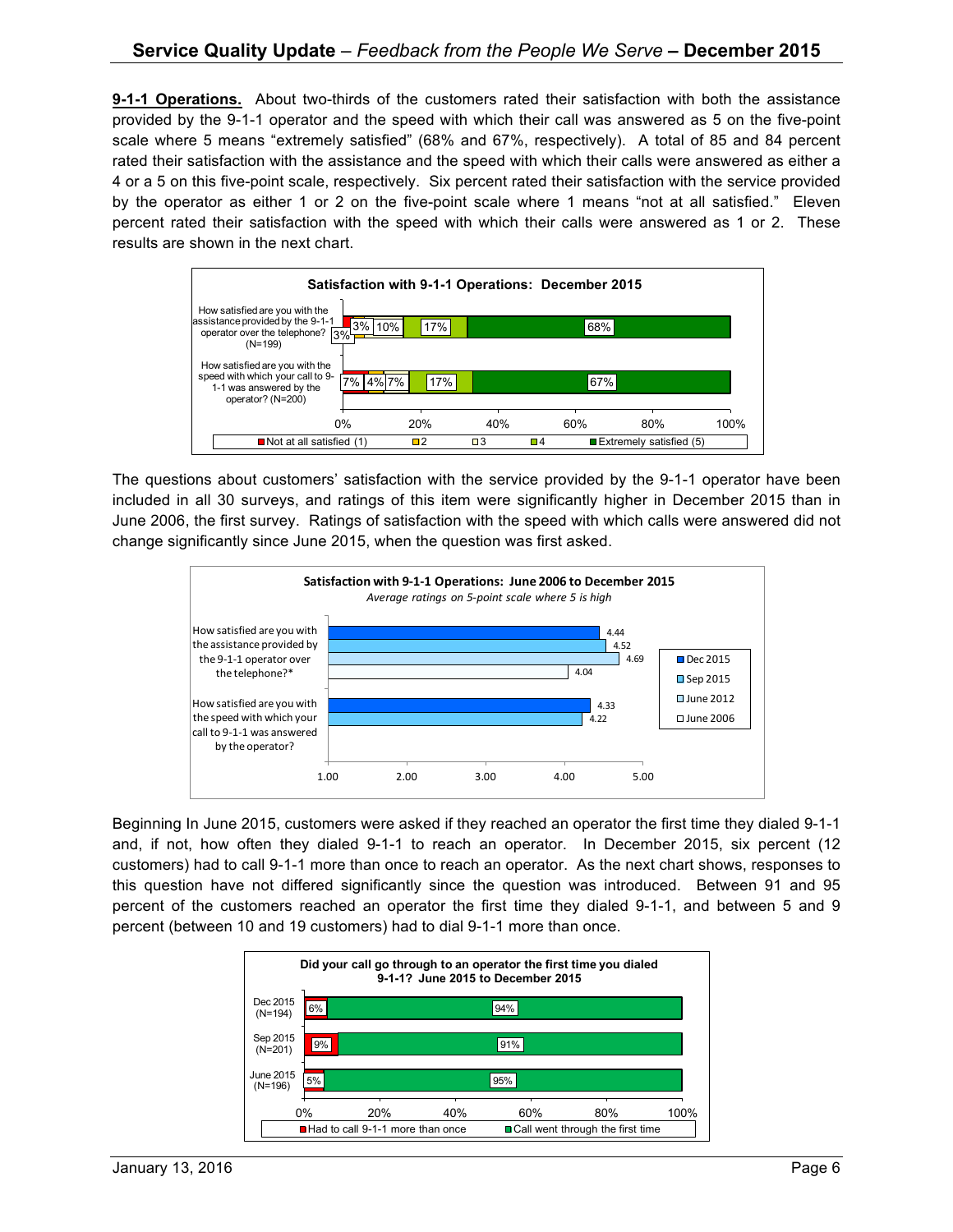**9-1-1 Operations.** About two-thirds of the customers rated their satisfaction with both the assistance provided by the 9-1-1 operator and the speed with which their call was answered as 5 on the five-point scale where 5 means "extremely satisfied" (68% and 67%, respectively). A total of 85 and 84 percent rated their satisfaction with the assistance and the speed with which their calls were answered as either a 4 or a 5 on this five-point scale, respectively. Six percent rated their satisfaction with the service provided by the operator as either 1 or 2 on the five-point scale where 1 means "not at all satisfied." Eleven percent rated their satisfaction with the speed with which their calls were answered as 1 or 2. These results are shown in the next chart.

**Satisfaction with 9-1-1 Operations: December 2015**

| Question | Not at all satisfied (1) | 2 | 3 | 4 | Extremely satisfied (5) |
|---|---|---|---|---|---|
| How satisfied are you with the assistance provided by the 9-1-1 operator over the telephone? (N=199) | 3% | 3% | 10% | 17% | 68% |
| How satisfied are you with the speed with which your call to 9-1-1 was answered by the operator? (N=200) | 7% | 4% | 7% | 17% | 67% |

The questions about customers' satisfaction with the service provided by the 9-1-1 operator have been included in all 30 surveys, and ratings of this item were significantly higher in December 2015 than in June 2006, the first survey. Ratings of satisfaction with the speed with which calls were answered did not change significantly since June 2015, when the question was first asked.

**Satisfaction with 9-1-1 Operations: June 2006 to December 2015**

*Average ratings on 5-point scale where 5 is high*

| Question | Dec 2015 | Sep 2015 | June 2012 | June 2006 |
|---|---|---|---|---|
| How satisfied are you with the assistance provided by the 9-1-1 operator over the telephone?* | 4.44 | 4.52 | 4.69 | 4.04 |
| How satisfied are you with the speed with which your call to 9-1-1 was answered by the operator? | 4.33 | 4.22 | | |

Beginning In June 2015, customers were asked if they reached an operator the first time they dialed 9-1-1 and, if not, how often they dialed 9-1-1 to reach an operator. In December 2015, six percent (12 customers) had to call 9-1-1 more than once to reach an operator. As the next chart shows, responses to this question have not differed significantly since the question was introduced. Between 91 and 95 percent of the customers reached an operator the first time they dialed 9-1-1, and between 5 and 9 percent (between 10 and 19 customers) had to dial 9-1-1 more than once.

**Did your call go through to an operator the first time you dialed 9-1-1? June 2015 to December 2015**

| Survey | Had to call 9-1-1 more than once | Call went through the first time |
|---|---|---|
| Dec 2015 (N=194) | 6% | 94% |
| Sep 2015 (N=201) | 9% | 91% |
| June 2015 (N=196) | 5% | 95% |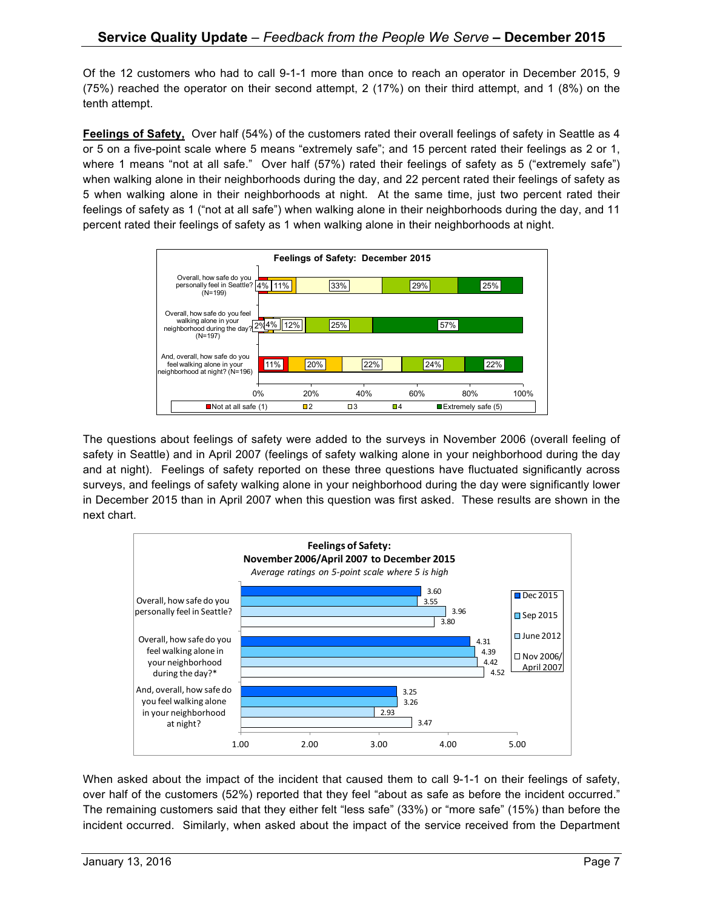Of the 12 customers who had to call 9-1-1 more than once to reach an operator in December 2015, 9 (75%) reached the operator on their second attempt, 2 (17%) on their third attempt, and 1 (8%) on the tenth attempt.

**Feelings of Safety.** Over half (54%) of the customers rated their overall feelings of safety in Seattle as 4 or 5 on a five-point scale where 5 means "extremely safe"; and 15 percent rated their feelings as 2 or 1, where 1 means "not at all safe." Over half (57%) rated their feelings of safety as 5 ("extremely safe") when walking alone in their neighborhoods during the day, and 22 percent rated their feelings of safety as 5 when walking alone in their neighborhoods at night. At the same time, just two percent rated their feelings of safety as 1 ("not at all safe") when walking alone in their neighborhoods during the day, and 11 percent rated their feelings of safety as 1 when walking alone in their neighborhoods at night.

**Feelings of Safety: December 2015**

| | Not at all safe (1) | 2 | 3 | 4 | Extremely safe (5) |
|---|---|---|---|---|---|
| Overall, how safe do you personally feel in Seattle? (N=199) | 4% | 11% | 33% | 29% | 25% |
| Overall, how safe do you feel walking alone in your neighborhood during the day? (N=197) | 2% | 4% | 12% | 25% | 57% |
| And, overall, how safe do you feel walking alone in your neighborhood at night? (N=196) | 11% | 20% | 22% | 24% | 22% |

The questions about feelings of safety were added to the surveys in November 2006 (overall feeling of safety in Seattle) and in April 2007 (feelings of safety walking alone in your neighborhood during the day and at night). Feelings of safety reported on these three questions have fluctuated significantly across surveys, and feelings of safety walking alone in your neighborhood during the day were significantly lower in December 2015 than in April 2007 when this question was first asked. These results are shown in the next chart.

**Feelings of Safety: November 2006/April 2007 to December 2015**

*Average ratings on 5-point scale where 5 is high*

| | Dec 2015 | Sep 2015 | June 2012 | Nov 2006/ April 2007 |
|---|---|---|---|---|
| Overall, how safe do you personally feel in Seattle? | 3.60 | 3.55 | 3.96 | 3.80 |
| Overall, how safe do you feel walking alone in your neighborhood during the day?* | 4.31 | 4.39 | 4.42 | 4.52 |
| And, overall, how safe do you feel walking alone in your neighborhood at night? | 3.25 | 3.26 | 2.93 | 3.47 |

When asked about the impact of the incident that caused them to call 9-1-1 on their feelings of safety, over half of the customers (52%) reported that they feel "about as safe as before the incident occurred." The remaining customers said that they either felt "less safe" (33%) or "more safe" (15%) than before the incident occurred. Similarly, when asked about the impact of the service received from the Department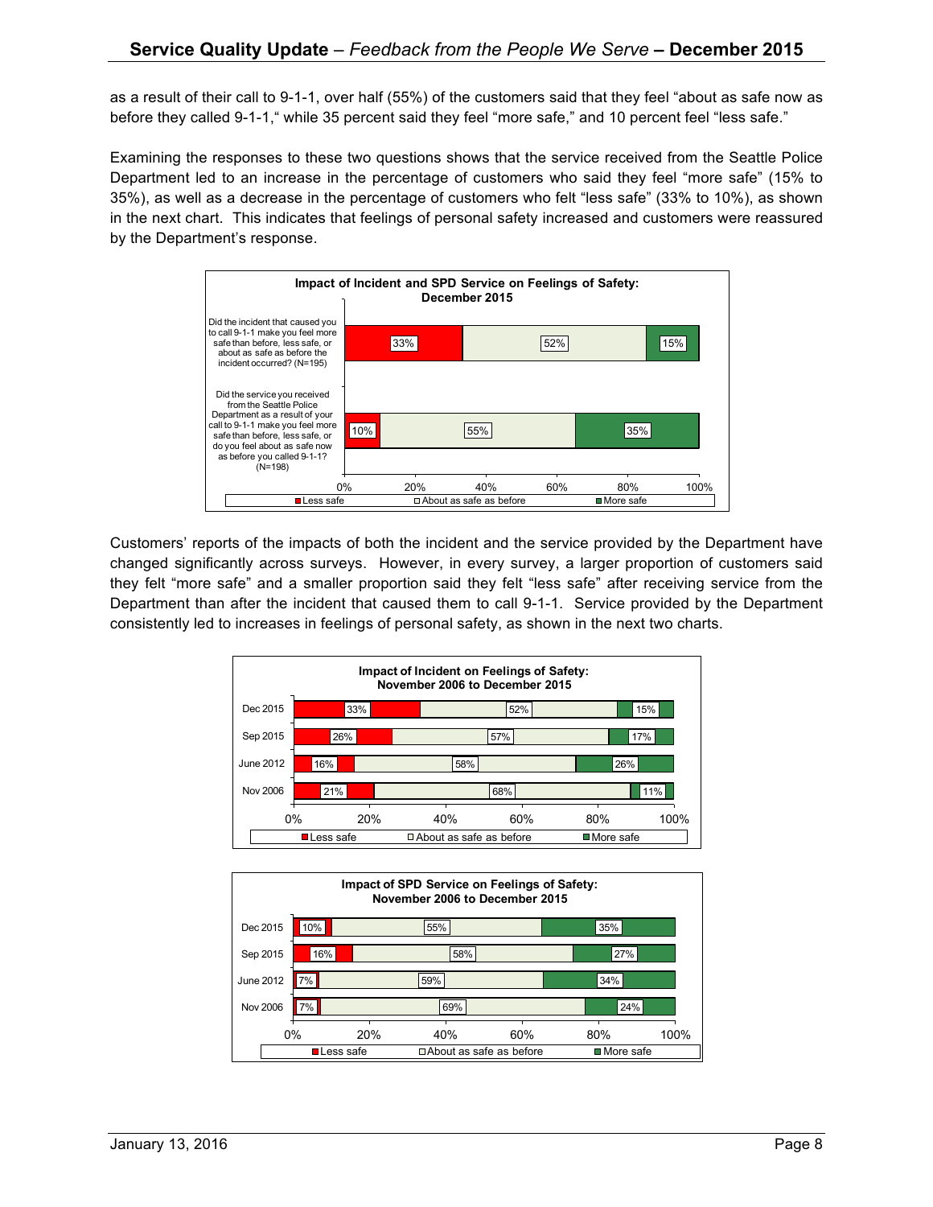as a result of their call to 9-1-1, over half (55%) of the customers said that they feel "about as safe now as before they called 9-1-1," while 35 percent said they feel "more safe," and 10 percent feel "less safe."

Examining the responses to these two questions shows that the service received from the Seattle Police Department led to an increase in the percentage of customers who said they feel "more safe" (15% to 35%), as well as a decrease in the percentage of customers who felt "less safe" (33% to 10%), as shown in the next chart. This indicates that feelings of personal safety increased and customers were reassured by the Department's response.

**Impact of Incident and SPD Service on Feelings of Safety: December 2015**

| Question | Less safe | About as safe as before | More safe |
|---|---|---|---|
| Did the incident that caused you to call 9-1-1 make you feel more safe than before, less safe, or about as safe as before the incident occurred? (N=195) | 33% | 52% | 15% |
| Did the service you received from the Seattle Police Department as a result of your call to 9-1-1 make you feel more safe than before, less safe, or do you feel about as safe now as before you called 9-1-1? (N=198) | 10% | 55% | 35% |

Customers' reports of the impacts of both the incident and the service provided by the Department have changed significantly across surveys. However, in every survey, a larger proportion of customers said they felt "more safe" and a smaller proportion said they felt "less safe" after receiving service from the Department than after the incident that caused them to call 9-1-1. Service provided by the Department consistently led to increases in feelings of personal safety, as shown in the next two charts.

**Impact of Incident on Feelings of Safety: November 2006 to December 2015**

| Survey | Less safe | About as safe as before | More safe |
|---|---|---|---|
| Dec 2015 | 33% | 52% | 15% |
| Sep 2015 | 26% | 57% | 17% |
| June 2012 | 16% | 58% | 26% |
| Nov 2006 | 21% | 68% | 11% |

**Impact of SPD Service on Feelings of Safety: November 2006 to December 2015**

| Survey | Less safe | About as safe as before | More safe |
|---|---|---|---|
| Dec 2015 | 10% | 55% | 35% |
| Sep 2015 | 16% | 58% | 27% |
| June 2012 | 7% | 59% | 34% |
| Nov 2006 | 7% | 69% | 24% |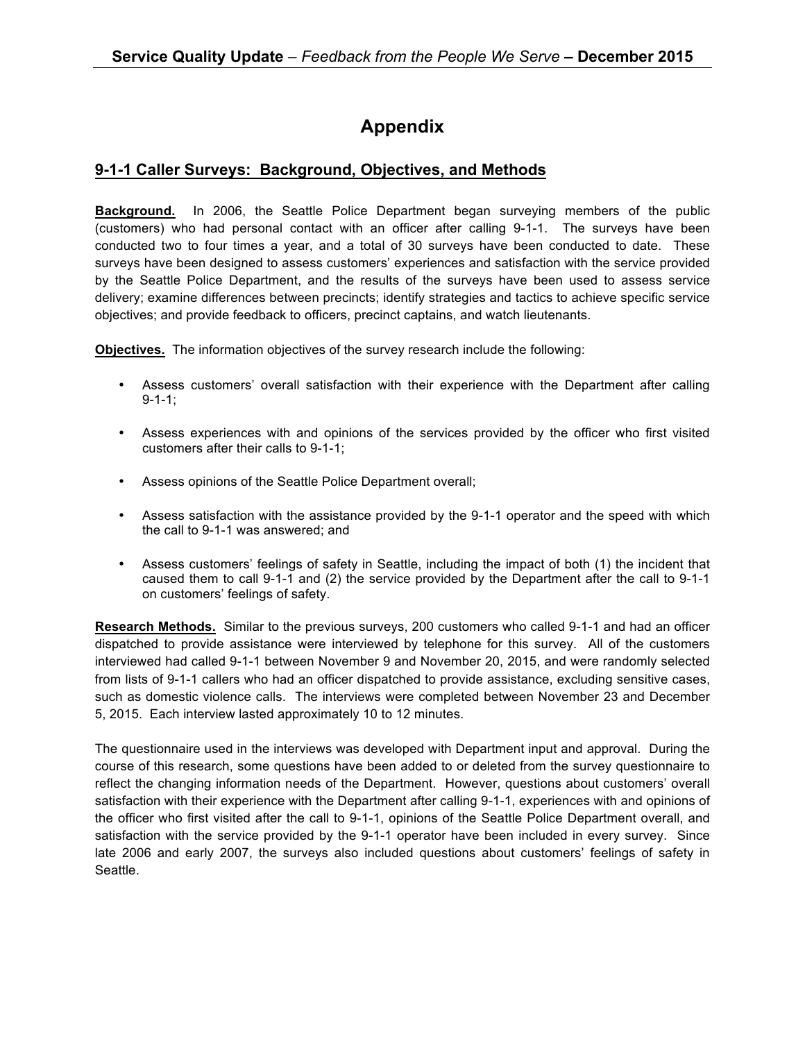# Appendix

## 9-1-1 Caller Surveys: Background, Objectives, and Methods

**Background.** In 2006, the Seattle Police Department began surveying members of the public (customers) who had personal contact with an officer after calling 9-1-1. The surveys have been conducted two to four times a year, and a total of 30 surveys have been conducted to date. These surveys have been designed to assess customers' experiences and satisfaction with the service provided by the Seattle Police Department, and the results of the surveys have been used to assess service delivery; examine differences between precincts; identify strategies and tactics to achieve specific service objectives; and provide feedback to officers, precinct captains, and watch lieutenants.

**Objectives.** The information objectives of the survey research include the following:

- Assess customers' overall satisfaction with their experience with the Department after calling 9-1-1;
- Assess experiences with and opinions of the services provided by the officer who first visited customers after their calls to 9-1-1;
- Assess opinions of the Seattle Police Department overall;
- Assess satisfaction with the assistance provided by the 9-1-1 operator and the speed with which the call to 9-1-1 was answered; and
- Assess customers' feelings of safety in Seattle, including the impact of both (1) the incident that caused them to call 9-1-1 and (2) the service provided by the Department after the call to 9-1-1 on customers' feelings of safety.

**Research Methods.** Similar to the previous surveys, 200 customers who called 9-1-1 and had an officer dispatched to provide assistance were interviewed by telephone for this survey. All of the customers interviewed had called 9-1-1 between November 9 and November 20, 2015, and were randomly selected from lists of 9-1-1 callers who had an officer dispatched to provide assistance, excluding sensitive cases, such as domestic violence calls. The interviews were completed between November 23 and December 5, 2015. Each interview lasted approximately 10 to 12 minutes.

The questionnaire used in the interviews was developed with Department input and approval. During the course of this research, some questions have been added to or deleted from the survey questionnaire to reflect the changing information needs of the Department. However, questions about customers' overall satisfaction with their experience with the Department after calling 9-1-1, experiences with and opinions of the officer who first visited after the call to 9-1-1, opinions of the Seattle Police Department overall, and satisfaction with the service provided by the 9-1-1 operator have been included in every survey. Since late 2006 and early 2007, the surveys also included questions about customers' feelings of safety in Seattle.